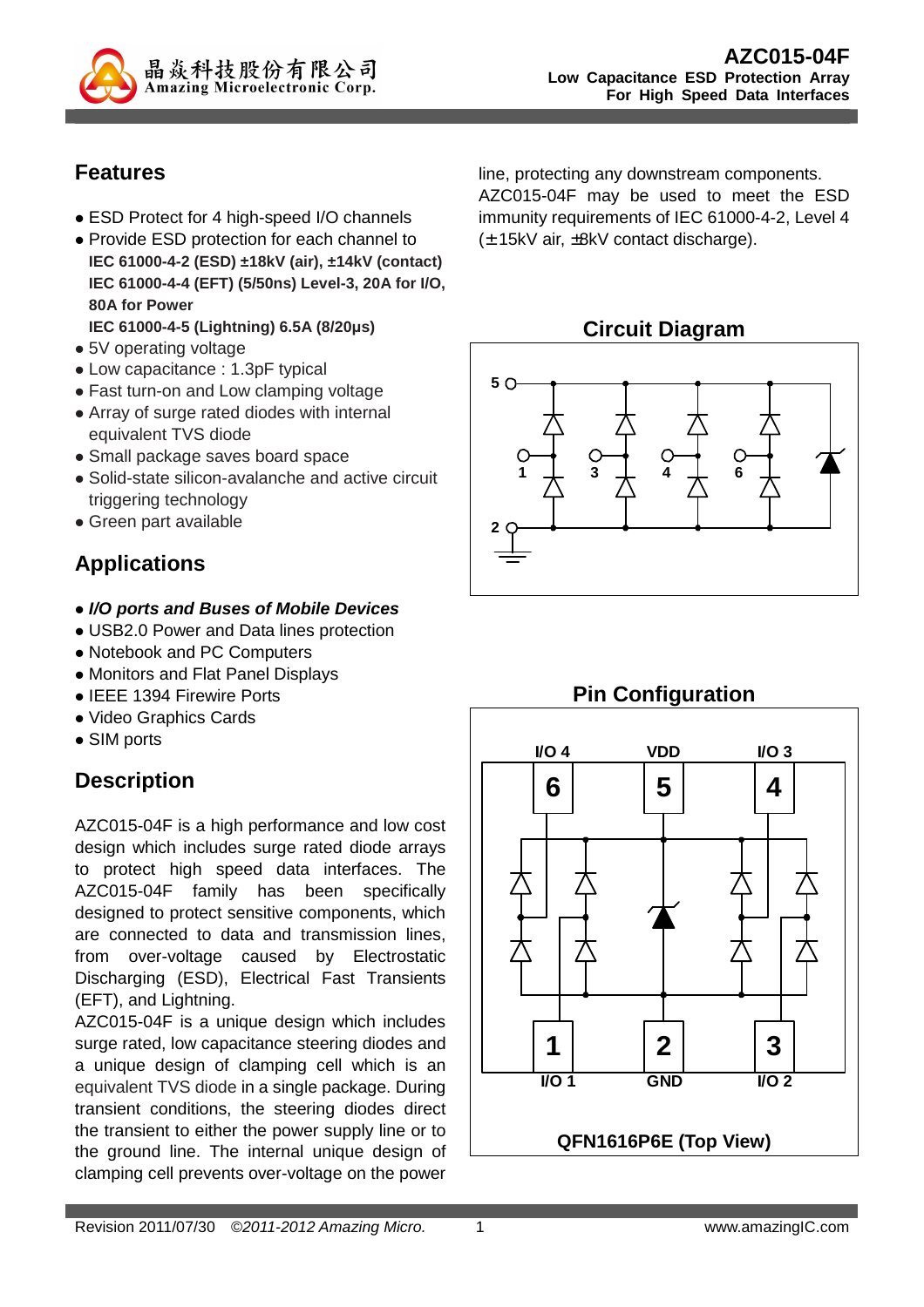# AZC015-04F

**Low Capacitance ESD Protection Array For High Speed Data Interfaces**

## Features

- ESD Protect for 4 high-speed I/O channels
- Provide ESD protection for each channel to
  **IEC 61000-4-2 (ESD) ±18kV (air), ±14kV (contact)**
  **IEC 61000-4-4 (EFT) (5/50ns) Level-3, 20A for I/O, 80A for Power**
  **IEC 61000-4-5 (Lightning) 6.5A (8/20μs)**
- 5V operating voltage
- Low capacitance : 1.3pF typical
- Fast turn-on and Low clamping voltage
- Array of surge rated diodes with internal equivalent TVS diode
- Small package saves board space
- Solid-state silicon-avalanche and active circuit triggering technology
- Green part available

## Applications

- ***I/O ports and Buses of Mobile Devices***
- USB2.0 Power and Data lines protection
- Notebook and PC Computers
- Monitors and Flat Panel Displays
- IEEE 1394 Firewire Ports
- Video Graphics Cards
- SIM ports

## Description

AZC015-04F is a high performance and low cost design which includes surge rated diode arrays to protect high speed data interfaces. The AZC015-04F family has been specifically designed to protect sensitive components, which are connected to data and transmission lines, from over-voltage caused by Electrostatic Discharging (ESD), Electrical Fast Transients (EFT), and Lightning.

AZC015-04F is a unique design which includes surge rated, low capacitance steering diodes and a unique design of clamping cell which is an equivalent TVS diode in a single package. During transient conditions, the steering diodes direct the transient to either the power supply line or to the ground line. The internal unique design of clamping cell prevents over-voltage on the power line, protecting any downstream components. AZC015-04F may be used to meet the ESD immunity requirements of IEC 61000-4-2, Level 4 (±15kV air, ±8kV contact discharge).

## Circuit Diagram

## Pin Configuration

QFN1616P6E (Top View)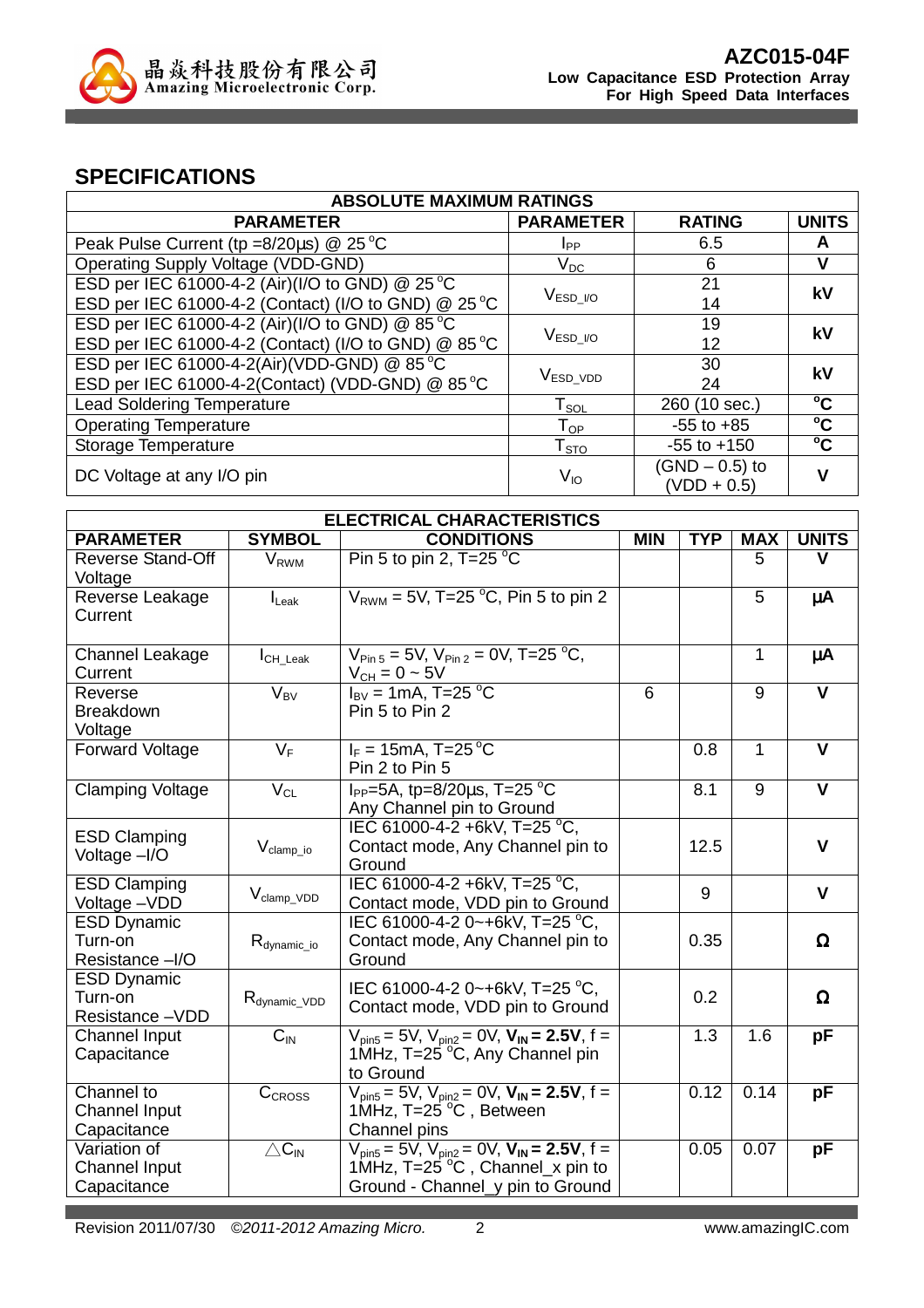## SPECIFICATIONS

| ABSOLUTE MAXIMUM RATINGS | | | |
|---|---|---|---|
| **PARAMETER** | **PARAMETER** | **RATING** | **UNITS** |
| Peak Pulse Current (tp =8/20μs) @ 25 °C | $I_{PP}$ | 6.5 | **A** |
| Operating Supply Voltage (VDD-GND) | $V_{DC}$ | 6 | **V** |
| ESD per IEC 61000-4-2 (Air)(I/O to GND) @ 25 °C<br>ESD per IEC 61000-4-2 (Contact) (I/O to GND) @ 25 °C | $V_{ESD\_I/O}$ | 21<br>14 | **kV** |
| ESD per IEC 61000-4-2 (Air)(I/O to GND) @ 85 °C<br>ESD per IEC 61000-4-2 (Contact) (I/O to GND) @ 85 °C | $V_{ESD\_I/O}$ | 19<br>12 | **kV** |
| ESD per IEC 61000-4-2(Air)(VDD-GND) @ 85 °C<br>ESD per IEC 61000-4-2(Contact) (VDD-GND) @ 85 °C | $V_{ESD\_VDD}$ | 30<br>24 | **kV** |
| Lead Soldering Temperature | $T_{SOL}$ | 260 (10 sec.) | **°C** |
| Operating Temperature | $T_{OP}$ | -55 to +85 | **°C** |
| Storage Temperature | $T_{STO}$ | -55 to +150 | **°C** |
| DC Voltage at any I/O pin | $V_{IO}$ | (GND – 0.5) to (VDD + 0.5) | **V** |

| ELECTRICAL CHARACTERISTICS | | | | | | |
|---|---|---|---|---|---|---|
| **PARAMETER** | **SYMBOL** | **CONDITIONS** | **MIN** | **TYP** | **MAX** | **UNITS** |
| Reverse Stand-Off Voltage | $V_{RWM}$ | Pin 5 to pin 2, T=25 °C | | | 5 | **V** |
| Reverse Leakage Current | $I_{Leak}$ | $V_{RWM}$ = 5V, T=25 °C, Pin 5 to pin 2 | | | 5 | **μA** |
| Channel Leakage Current | $I_{CH\_Leak}$ | $V_{Pin\ 5}$ = 5V, $V_{Pin\ 2}$ = 0V, T=25 °C, $V_{CH}$ = 0 ~ 5V | | | 1 | **μA** |
| Reverse Breakdown Voltage | $V_{BV}$ | $I_{BV}$ = 1mA, T=25 °C<br>Pin 5 to Pin 2 | 6 | | 9 | **V** |
| Forward Voltage | $V_F$ | $I_F$ = 15mA, T=25 °C<br>Pin 2 to Pin 5 | | 0.8 | 1 | **V** |
| Clamping Voltage | $V_{CL}$ | $I_{PP}$=5A, tp=8/20μs, T=25 °C<br>Any Channel pin to Ground | | 8.1 | 9 | **V** |
| ESD Clamping Voltage –I/O | $V_{clamp\_io}$ | IEC 61000-4-2 +6kV, T=25 °C, Contact mode, Any Channel pin to Ground | | 12.5 | | **V** |
| ESD Clamping Voltage –VDD | $V_{clamp\_VDD}$ | IEC 61000-4-2 +6kV, T=25 °C, Contact mode, VDD pin to Ground | | 9 | | **V** |
| ESD Dynamic Turn-on Resistance –I/O | $R_{dynamic\_io}$ | IEC 61000-4-2 0~+6kV, T=25 °C, Contact mode, Any Channel pin to Ground | | 0.35 | | **Ω** |
| ESD Dynamic Turn-on Resistance –VDD | $R_{dynamic\_VDD}$ | IEC 61000-4-2 0~+6kV, T=25 °C, Contact mode, VDD pin to Ground | | 0.2 | | **Ω** |
| Channel Input Capacitance | $C_{IN}$ | $V_{pin5}$ = 5V, $V_{pin2}$ = 0V, $\mathbf{V_{IN}}$ **= 2.5V**, f = 1MHz, T=25 °C, Any Channel pin to Ground | | 1.3 | 1.6 | **pF** |
| Channel to Channel Input Capacitance | $C_{CROSS}$ | $V_{pin5}$ = 5V, $V_{pin2}$ = 0V, $\mathbf{V_{IN}}$ **= 2.5V**, f = 1MHz, T=25 °C , Between Channel pins | | 0.12 | 0.14 | **pF** |
| Variation of Channel Input Capacitance | $\triangle C_{IN}$ | $V_{pin5}$ = 5V, $V_{pin2}$ = 0V, $\mathbf{V_{IN}}$ **= 2.5V**, f = 1MHz, T=25 °C , Channel_x pin to Ground - Channel_y pin to Ground | | 0.05 | 0.07 | **pF** |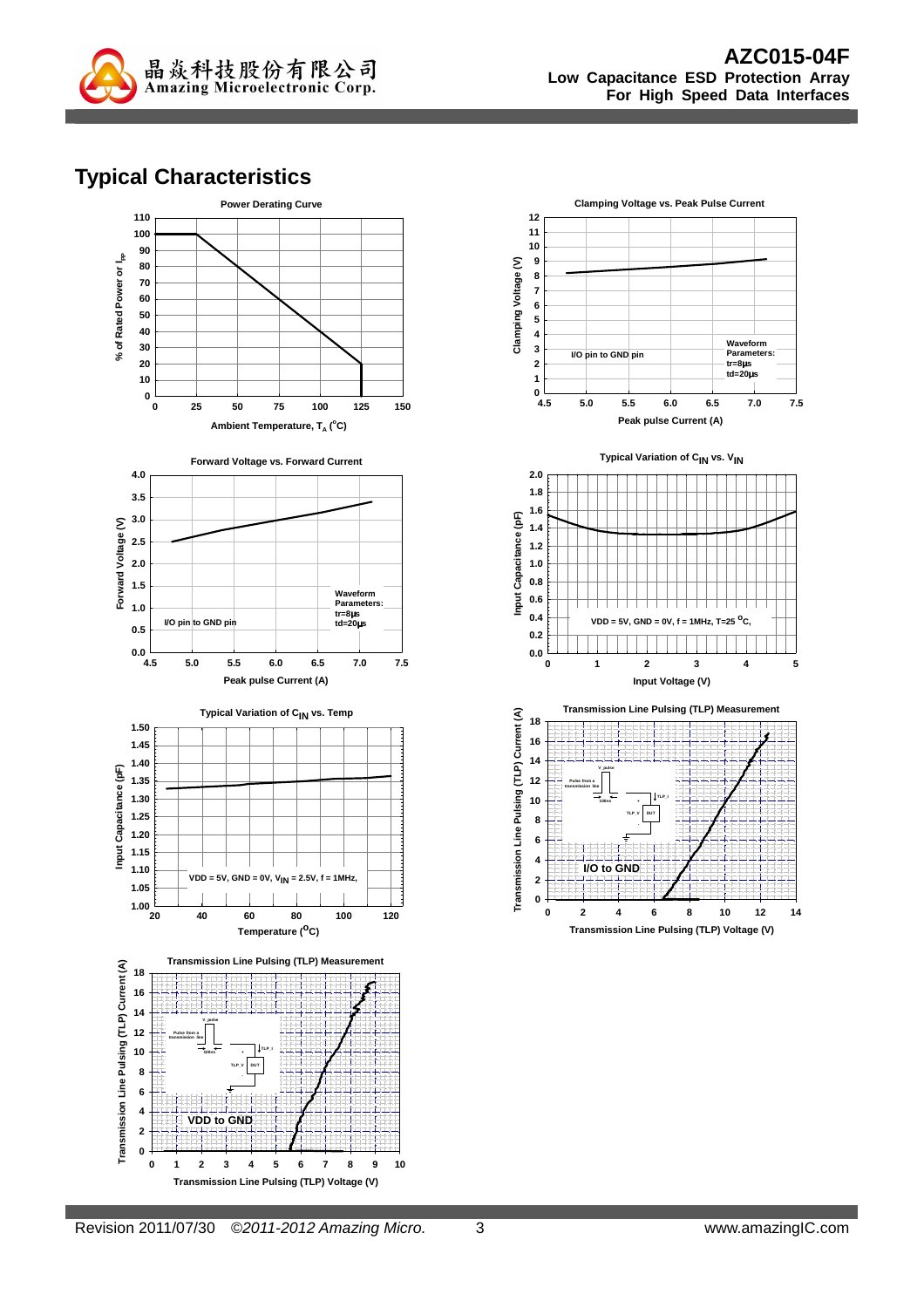# Typical Characteristics

**Power Derating Curve**

% of Rated Power or $I_{PP}$ vs. Ambient Temperature, $T_A$ (°C)

**Clamping Voltage vs. Peak Pulse Current**

Clamping Voltage (V) vs. Peak pulse Current (A)

I/O pin to GND pin

Waveform Parameters: tr=8μs td=20μs

**Forward Voltage vs. Forward Current**

Forward Voltage (V) vs. Peak pulse Current (A)

I/O pin to GND pin

Waveform Parameters: tr=8μs td=20μs

**Typical Variation of $C_{IN}$ vs. $V_{IN}$**

Input Capacitance (pF) vs. Input Voltage (V)

VDD = 5V, GND = 0V, f = 1MHz, T=25 °C,

**Typical Variation of $C_{IN}$ vs. Temp**

Input Capacitance (pF) vs. Temperature (°C)

VDD = 5V, GND = 0V, $V_{IN}$ = 2.5V, f = 1MHz,

**Transmission Line Pulsing (TLP) Measurement**

Transmission Line Pulsing (TLP) Current (A) vs. Transmission Line Pulsing (TLP) Voltage (V)

I/O to GND

**Transmission Line Pulsing (TLP) Measurement**

Transmission Line Pulsing (TLP) Current (A) vs. Transmission Line Pulsing (TLP) Voltage (V)

VDD to GND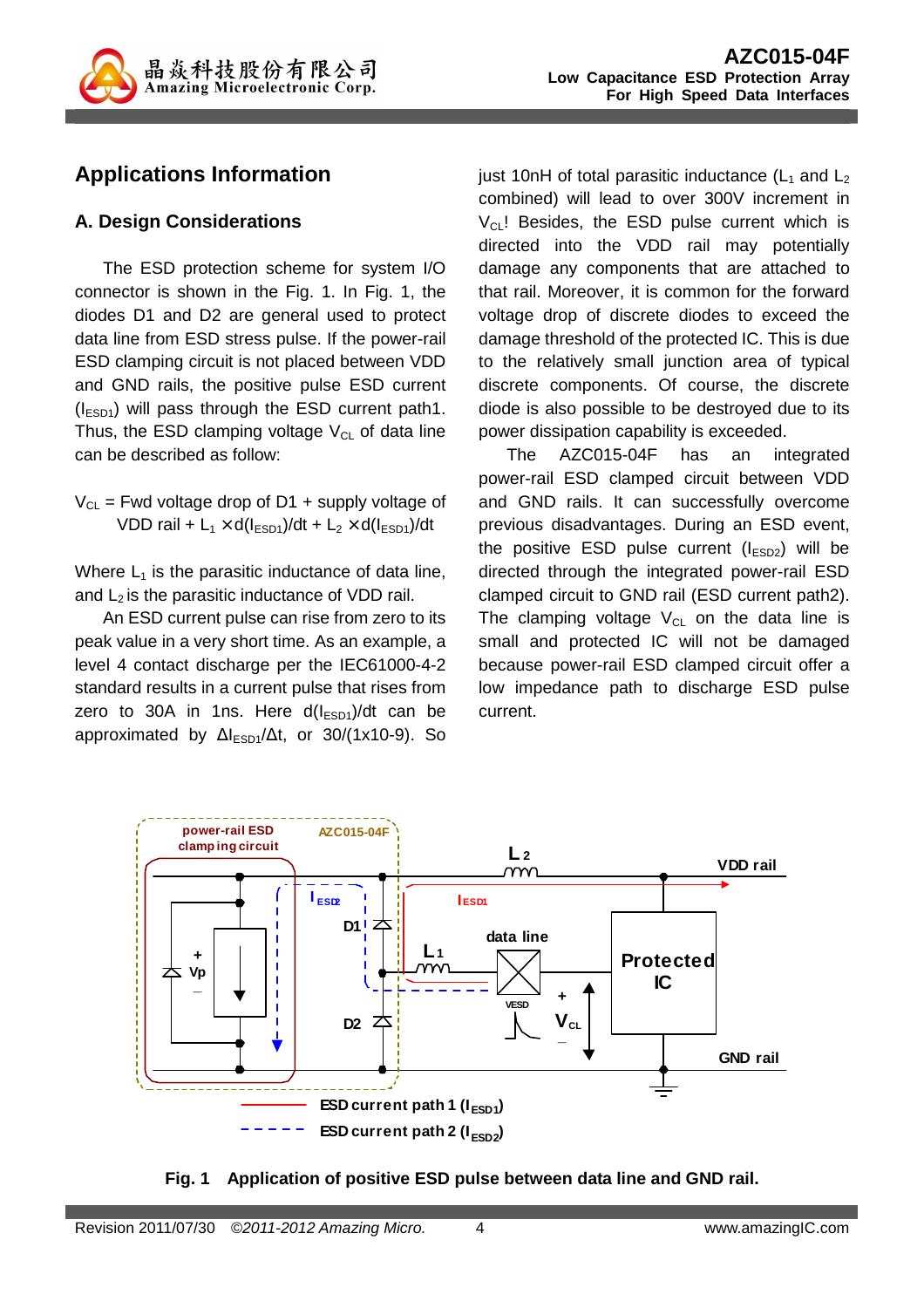## Applications Information

### A. Design Considerations

The ESD protection scheme for system I/O connector is shown in the Fig. 1. In Fig. 1, the diodes D1 and D2 are general used to protect data line from ESD stress pulse. If the power-rail ESD clamping circuit is not placed between VDD and GND rails, the positive pulse ESD current ($I_{ESD1}$) will pass through the ESD current path1. Thus, the ESD clamping voltage $V_{CL}$ of data line can be described as follow:

$$V_{CL} = \text{Fwd voltage drop of D1} + \text{supply voltage of VDD rail} + L_1 \times d(I_{ESD1})/dt + L_2 \times d(I_{ESD1})/dt$$

Where $L_1$ is the parasitic inductance of data line, and $L_2$ is the parasitic inductance of VDD rail.

An ESD current pulse can rise from zero to its peak value in a very short time. As an example, a level 4 contact discharge per the IEC61000-4-2 standard results in a current pulse that rises from zero to 30A in 1ns. Here $d(I_{ESD1})/dt$ can be approximated by $\Delta I_{ESD1}/\Delta t$, or 30/(1x10-9). So just 10nH of total parasitic inductance ($L_1$ and $L_2$ combined) will lead to over 300V increment in $V_{CL}$! Besides, the ESD pulse current which is directed into the VDD rail may potentially damage any components that are attached to that rail. Moreover, it is common for the forward voltage drop of discrete diodes to exceed the damage threshold of the protected IC. This is due to the relatively small junction area of typical discrete components. Of course, the discrete diode is also possible to be destroyed due to its power dissipation capability is exceeded.

The AZC015-04F has an integrated power-rail ESD clamped circuit between VDD and GND rails. It can successfully overcome previous disadvantages. During an ESD event, the positive ESD pulse current ($I_{ESD2}$) will be directed through the integrated power-rail ESD clamped circuit to GND rail (ESD current path2). The clamping voltage $V_{CL}$ on the data line is small and protected IC will not be damaged because power-rail ESD clamped circuit offer a low impedance path to discharge ESD pulse current.

**Fig. 1 Application of positive ESD pulse between data line and GND rail.**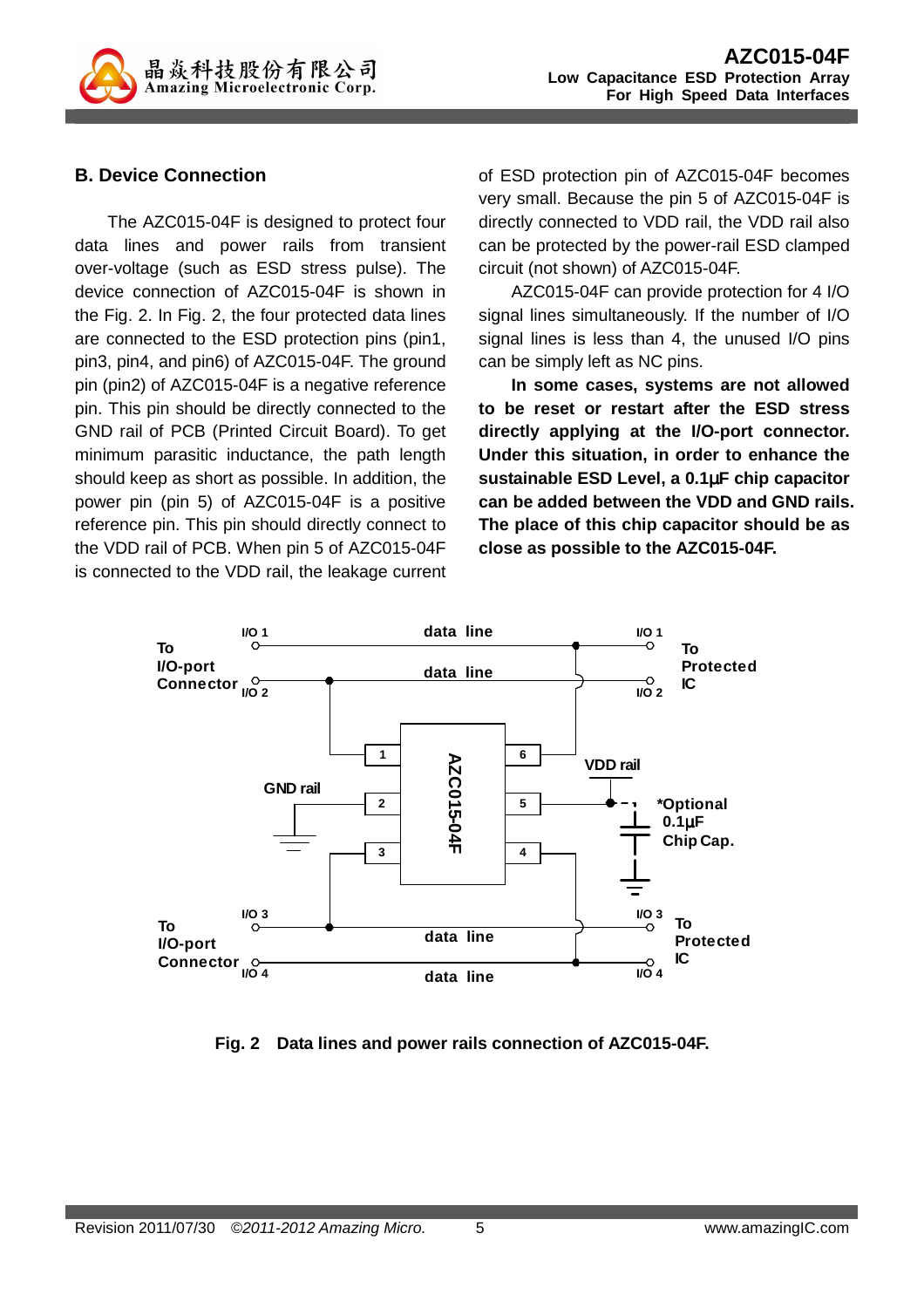## B. Device Connection

The AZC015-04F is designed to protect four data lines and power rails from transient over-voltage (such as ESD stress pulse). The device connection of AZC015-04F is shown in the Fig. 2. In Fig. 2, the four protected data lines are connected to the ESD protection pins (pin1, pin3, pin4, and pin6) of AZC015-04F. The ground pin (pin2) of AZC015-04F is a negative reference pin. This pin should be directly connected to the GND rail of PCB (Printed Circuit Board). To get minimum parasitic inductance, the path length should keep as short as possible. In addition, the power pin (pin 5) of AZC015-04F is a positive reference pin. This pin should directly connect to the VDD rail of PCB. When pin 5 of AZC015-04F is connected to the VDD rail, the leakage current of ESD protection pin of AZC015-04F becomes very small. Because the pin 5 of AZC015-04F is directly connected to VDD rail, the VDD rail also can be protected by the power-rail ESD clamped circuit (not shown) of AZC015-04F.

AZC015-04F can provide protection for 4 I/O signal lines simultaneously. If the number of I/O signal lines is less than 4, the unused I/O pins can be simply left as NC pins.

**In some cases, systems are not allowed to be reset or restart after the ESD stress directly applying at the I/O-port connector. Under this situation, in order to enhance the sustainable ESD Level, a 0.1μF chip capacitor can be added between the VDD and GND rails. The place of this chip capacitor should be as close as possible to the AZC015-04F.**

**Fig. 2 Data lines and power rails connection of AZC015-04F.**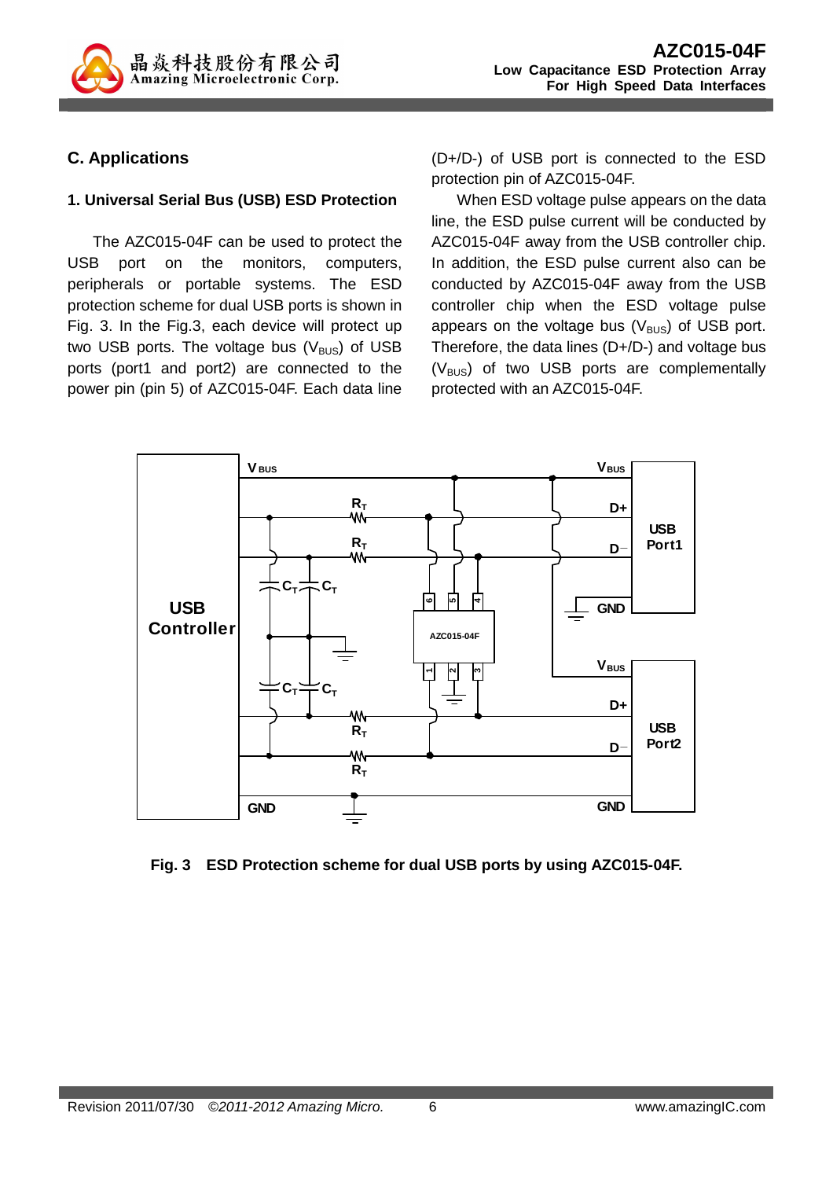## C. Applications

### 1. Universal Serial Bus (USB) ESD Protection

The AZC015-04F can be used to protect the USB port on the monitors, computers, peripherals or portable systems. The ESD protection scheme for dual USB ports is shown in Fig. 3. In the Fig.3, each device will protect up two USB ports. The voltage bus ($V_{BUS}$) of USB ports (port1 and port2) are connected to the power pin (pin 5) of AZC015-04F. Each data line (D+/D-) of USB port is connected to the ESD protection pin of AZC015-04F.

When ESD voltage pulse appears on the data line, the ESD pulse current will be conducted by AZC015-04F away from the USB controller chip. In addition, the ESD pulse current also can be conducted by AZC015-04F away from the USB controller chip when the ESD voltage pulse appears on the voltage bus ($V_{BUS}$) of USB port. Therefore, the data lines (D+/D-) and voltage bus ($V_{BUS}$) of two USB ports are complementally protected with an AZC015-04F.

**Fig. 3 ESD Protection scheme for dual USB ports by using AZC015-04F.**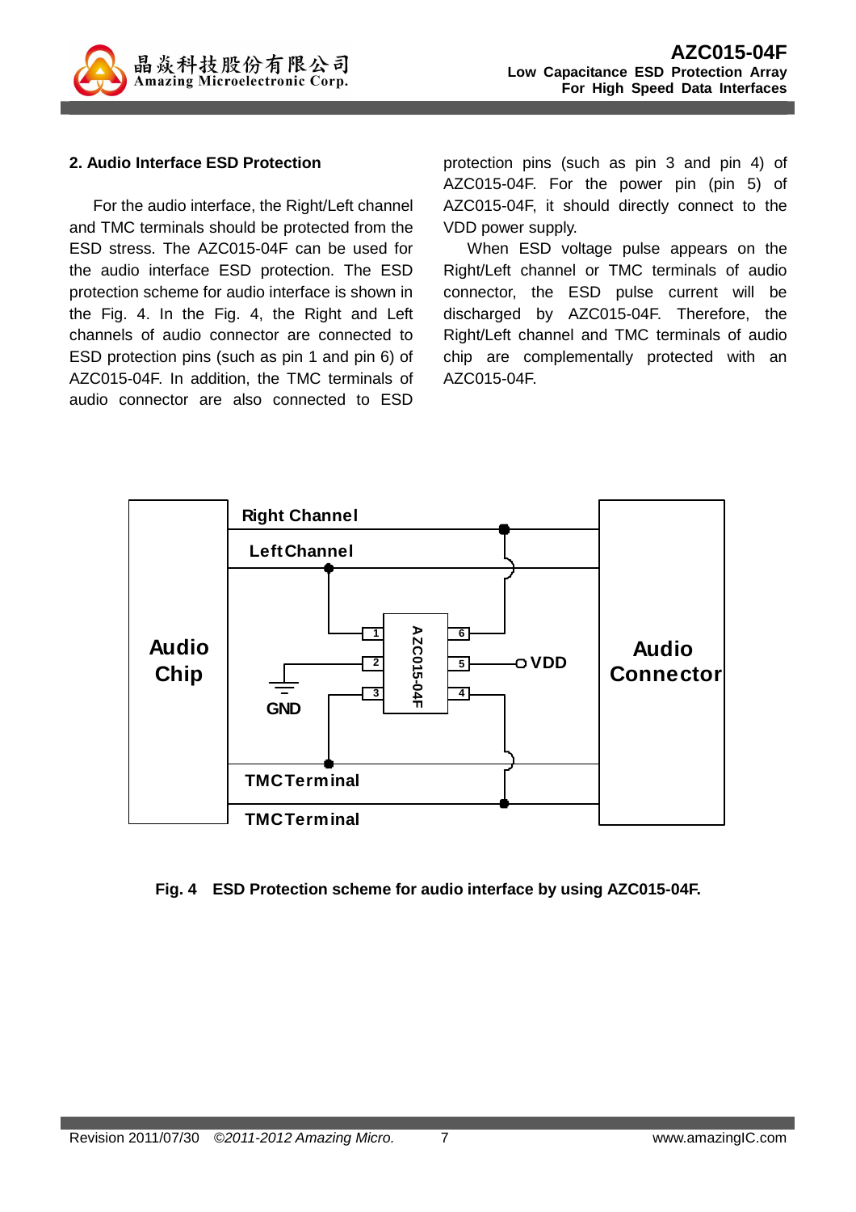## 2. Audio Interface ESD Protection

For the audio interface, the Right/Left channel and TMC terminals should be protected from the ESD stress. The AZC015-04F can be used for the audio interface ESD protection. The ESD protection scheme for audio interface is shown in the Fig. 4. In the Fig. 4, the Right and Left channels of audio connector are connected to ESD protection pins (such as pin 1 and pin 6) of AZC015-04F. In addition, the TMC terminals of audio connector are also connected to ESD protection pins (such as pin 3 and pin 4) of AZC015-04F. For the power pin (pin 5) of AZC015-04F, it should directly connect to the VDD power supply.

When ESD voltage pulse appears on the Right/Left channel or TMC terminals of audio connector, the ESD pulse current will be discharged by AZC015-04F. Therefore, the Right/Left channel and TMC terminals of audio chip are complementally protected with an AZC015-04F.

Audio Chip | Right Channel | Left Channel | GND | TMC Terminal | TMC Terminal | AZC015-04F | VDD | Audio Connector

**Fig. 4 ESD Protection scheme for audio interface by using AZC015-04F.**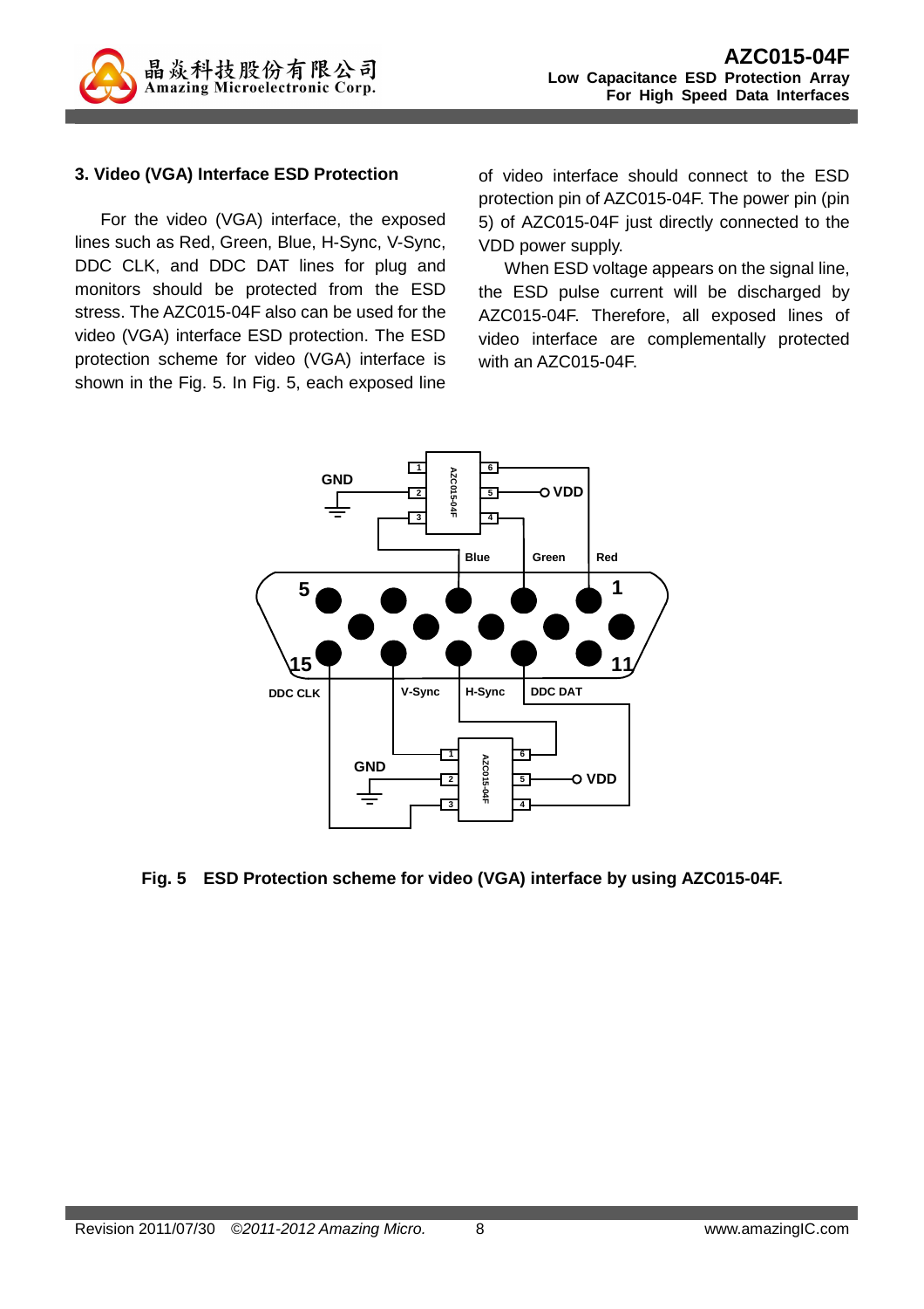### 3. Video (VGA) Interface ESD Protection

For the video (VGA) interface, the exposed lines such as Red, Green, Blue, H-Sync, V-Sync, DDC CLK, and DDC DAT lines for plug and monitors should be protected from the ESD stress. The AZC015-04F also can be used for the video (VGA) interface ESD protection. The ESD protection scheme for video (VGA) interface is shown in the Fig. 5. In Fig. 5, each exposed line of video interface should connect to the ESD protection pin of AZC015-04F. The power pin (pin 5) of AZC015-04F just directly connected to the VDD power supply.

When ESD voltage appears on the signal line, the ESD pulse current will be discharged by AZC015-04F. Therefore, all exposed lines of video interface are complementally protected with an AZC015-04F.

**Fig. 5 ESD Protection scheme for video (VGA) interface by using AZC015-04F.**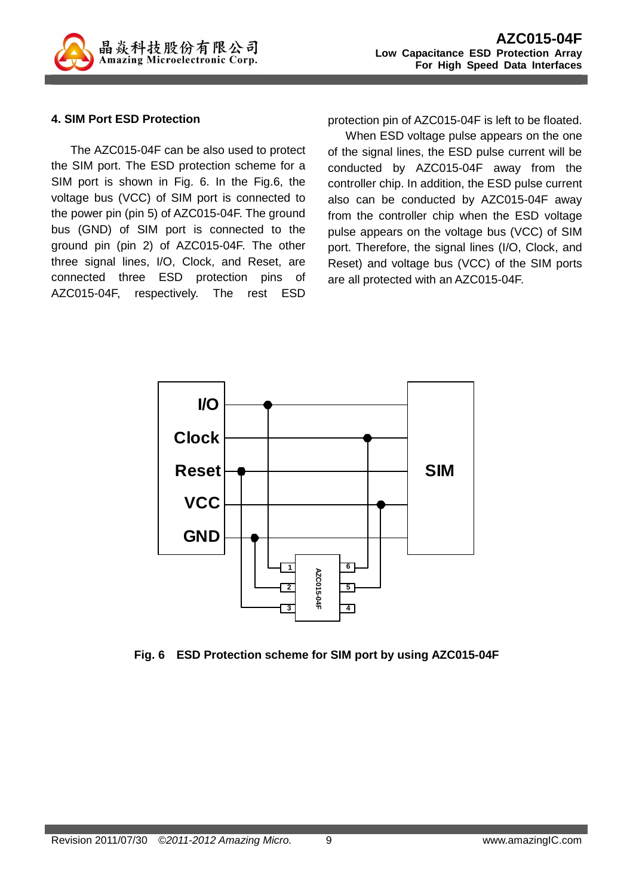## 4. SIM Port ESD Protection

The AZC015-04F can be also used to protect the SIM port. The ESD protection scheme for a SIM port is shown in Fig. 6. In the Fig.6, the voltage bus (VCC) of SIM port is connected to the power pin (pin 5) of AZC015-04F. The ground bus (GND) of SIM port is connected to the ground pin (pin 2) of AZC015-04F. The other three signal lines, I/O, Clock, and Reset, are connected three ESD protection pins of AZC015-04F, respectively. The rest ESD protection pin of AZC015-04F is left to be floated.

When ESD voltage pulse appears on the one of the signal lines, the ESD pulse current will be conducted by AZC015-04F away from the controller chip. In addition, the ESD pulse current also can be conducted by AZC015-04F away from the controller chip when the ESD voltage pulse appears on the voltage bus (VCC) of SIM port. Therefore, the signal lines (I/O, Clock, and Reset) and voltage bus (VCC) of the SIM ports are all protected with an AZC015-04F.

**Fig. 6 ESD Protection scheme for SIM port by using AZC015-04F**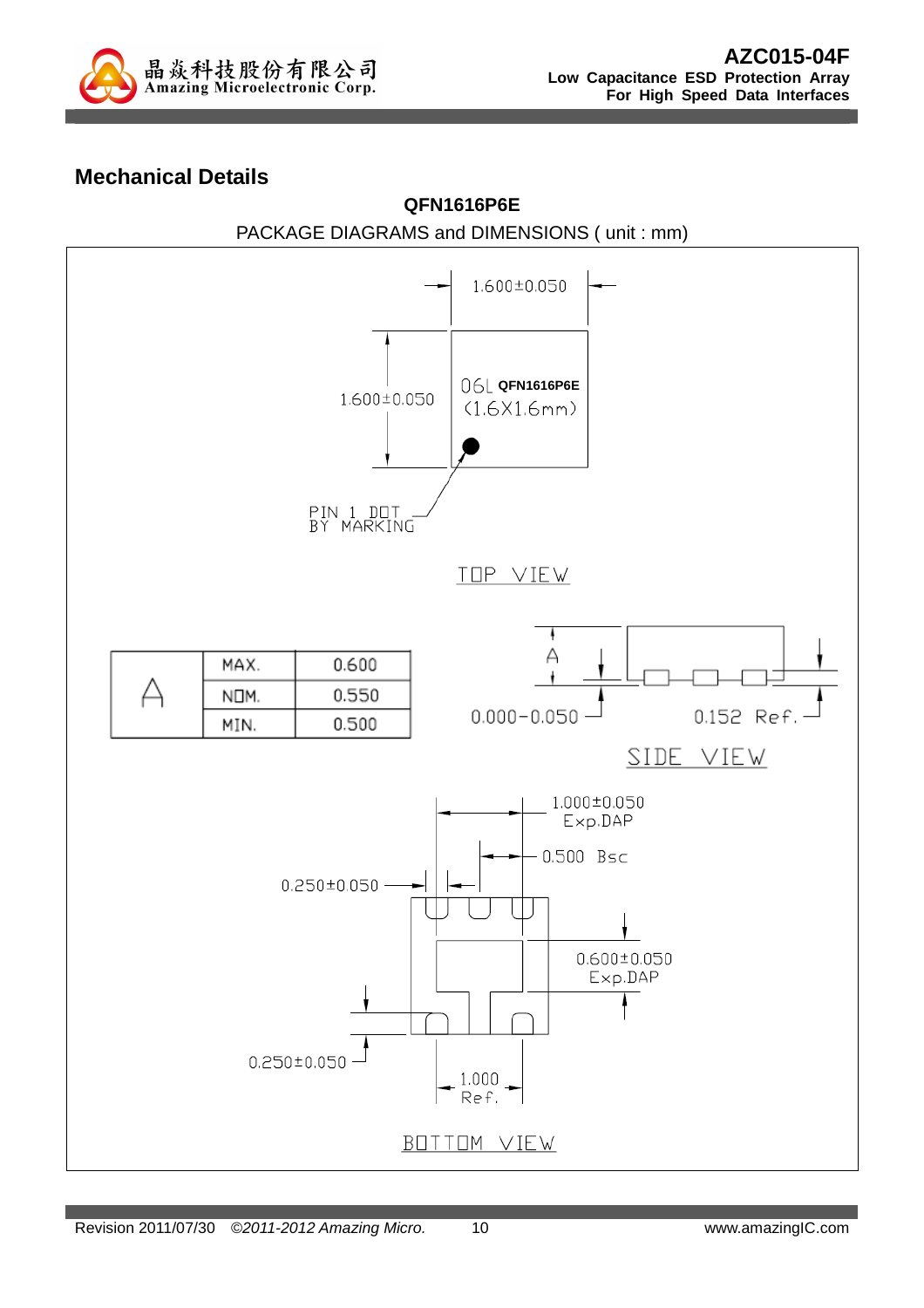## Mechanical Details

**QFN1616P6E**

PACKAGE DIAGRAMS and DIMENSIONS ( unit : mm)

1.600±0.050

1.600±0.050

06L **QFN1616P6E**
(1.6X1.6mm)

PIN 1 DOT
BY MARKING

TOP VIEW

| A | MAX. | 0.600 |
|---|---|---|
| | NOM. | 0.550 |
| | MIN. | 0.500 |

A

0.000−0.050

0.152 Ref.

SIDE VIEW

1.000±0.050
Exp.DAP

0.500 Bsc

0.250±0.050

0.600±0.050
Exp.DAP

0.250±0.050

1.000
Ref.

BOTTOM VIEW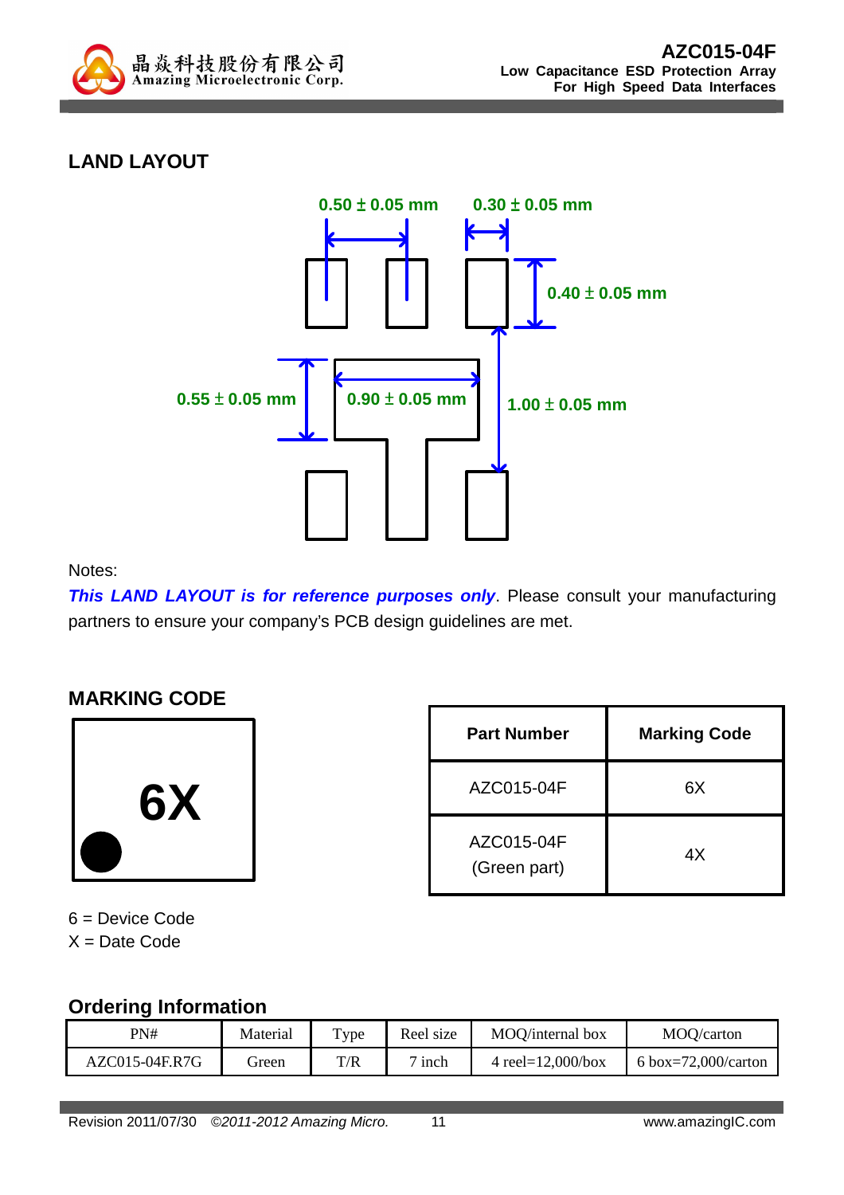## LAND LAYOUT

0.50 ± 0.05 mm

0.30 ± 0.05 mm

0.40 ± 0.05 mm

0.55 ± 0.05 mm

0.90 ± 0.05 mm

1.00 ± 0.05 mm

Notes:

***This LAND LAYOUT is for reference purposes only***. Please consult your manufacturing partners to ensure your company's PCB design guidelines are met.

## MARKING CODE

**6X**

| Part Number | Marking Code |
|---|---|
| AZC015-04F | 6X |
| AZC015-04F (Green part) | 4X |

6 = Device Code
X = Date Code

## Ordering Information

| PN# | Material | Type | Reel size | MOQ/internal box | MOQ/carton |
|---|---|---|---|---|---|
| AZC015-04F.R7G | Green | T/R | 7 inch | 4 reel=12,000/box | 6 box=72,000/carton |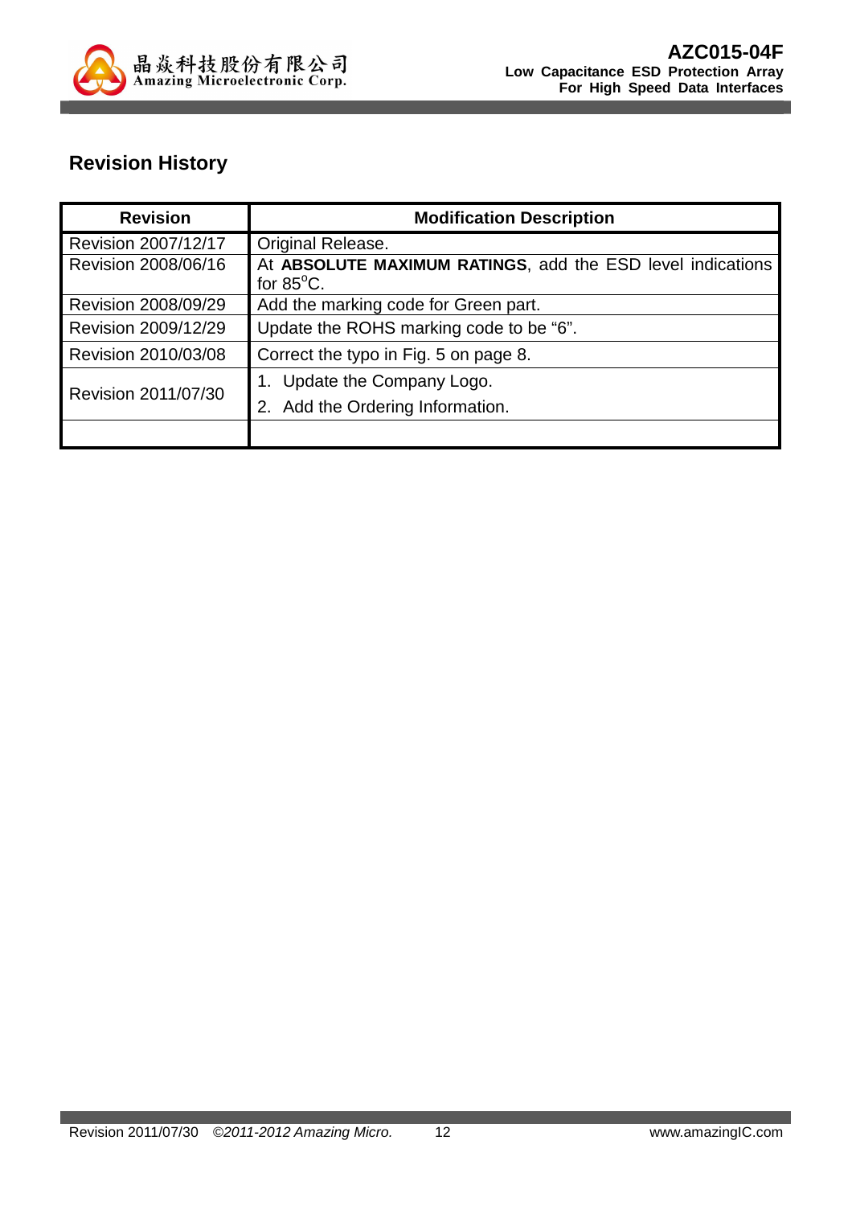## Revision History

| Revision | Modification Description |
|---|---|
| Revision 2007/12/17 | Original Release. |
| Revision 2008/06/16 | At **ABSOLUTE MAXIMUM RATINGS**, add the ESD level indications for 85°C. |
| Revision 2008/09/29 | Add the marking code for Green part. |
| Revision 2009/12/29 | Update the ROHS marking code to be "6". |
| Revision 2010/03/08 | Correct the typo in Fig. 5 on page 8. |
| Revision 2011/07/30 | 1. Update the Company Logo.<br>2. Add the Ordering Information. |
| | |